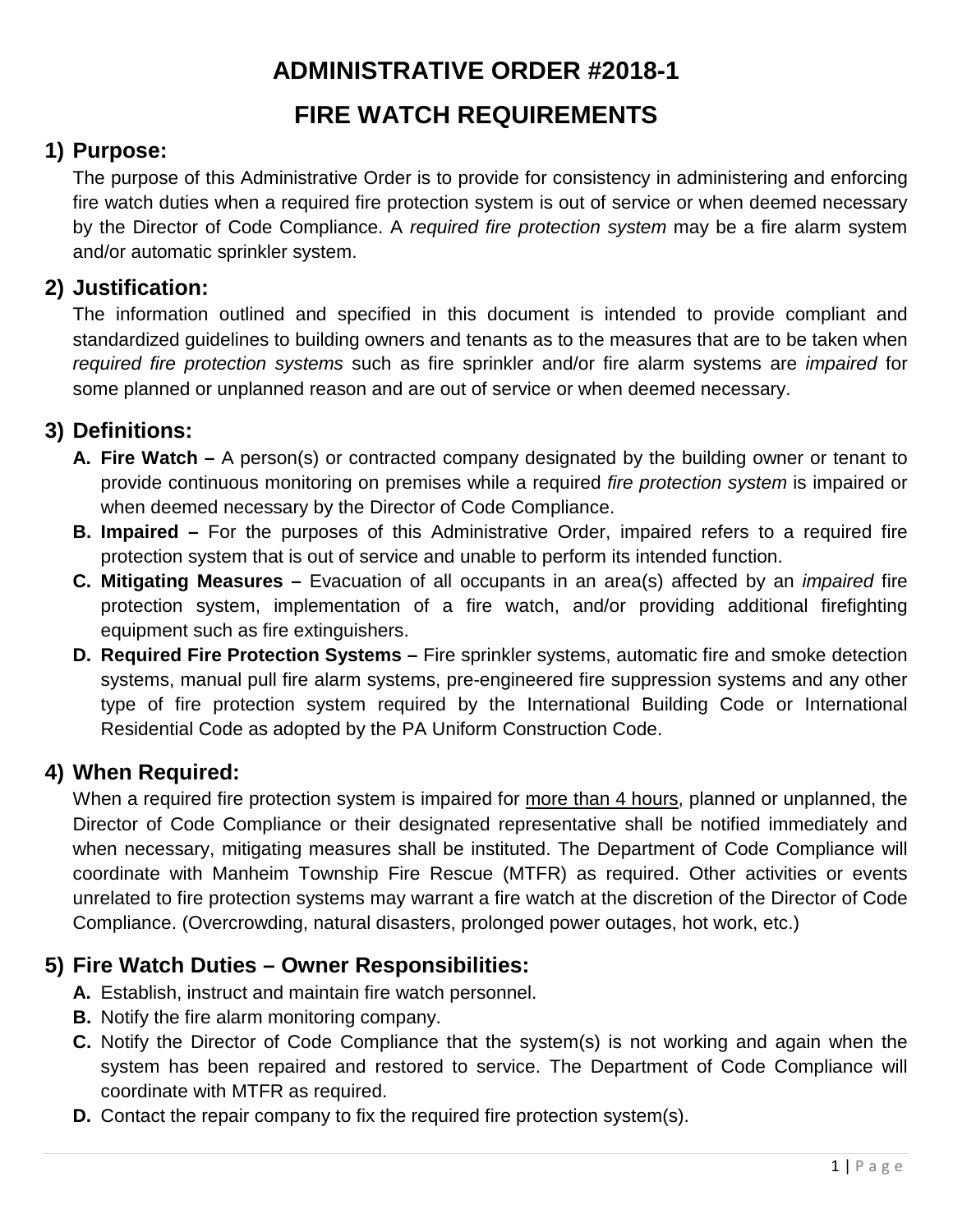# ADMINISTRATIVE ORDER #2018-1

# FIRE WATCH REQUIREMENTS

## 1) Purpose:

The purpose of this Administrative Order is to provide for consistency in administering and enforcing fire watch duties when a required fire protection system is out of service or when deemed necessary by the Director of Code Compliance. A *required fire protection system* may be a fire alarm system and/or automatic sprinkler system.

## 2) Justification:

The information outlined and specified in this document is intended to provide compliant and standardized guidelines to building owners and tenants as to the measures that are to be taken when *required fire protection systems* such as fire sprinkler and/or fire alarm systems are *impaired* for some planned or unplanned reason and are out of service or when deemed necessary.

## 3) Definitions:

**A. Fire Watch –** A person(s) or contracted company designated by the building owner or tenant to provide continuous monitoring on premises while a required *fire protection system* is impaired or when deemed necessary by the Director of Code Compliance.

**B. Impaired –** For the purposes of this Administrative Order, impaired refers to a required fire protection system that is out of service and unable to perform its intended function.

**C. Mitigating Measures –** Evacuation of all occupants in an area(s) affected by an *impaired* fire protection system, implementation of a fire watch, and/or providing additional firefighting equipment such as fire extinguishers.

**D. Required Fire Protection Systems –** Fire sprinkler systems, automatic fire and smoke detection systems, manual pull fire alarm systems, pre-engineered fire suppression systems and any other type of fire protection system required by the International Building Code or International Residential Code as adopted by the PA Uniform Construction Code.

## 4) When Required:

When a required fire protection system is impaired for <u>more than 4 hours</u>, planned or unplanned, the Director of Code Compliance or their designated representative shall be notified immediately and when necessary, mitigating measures shall be instituted. The Department of Code Compliance will coordinate with Manheim Township Fire Rescue (MTFR) as required. Other activities or events unrelated to fire protection systems may warrant a fire watch at the discretion of the Director of Code Compliance. (Overcrowding, natural disasters, prolonged power outages, hot work, etc.)

## 5) Fire Watch Duties – Owner Responsibilities:

**A.** Establish, instruct and maintain fire watch personnel.

**B.** Notify the fire alarm monitoring company.

**C.** Notify the Director of Code Compliance that the system(s) is not working and again when the system has been repaired and restored to service. The Department of Code Compliance will coordinate with MTFR as required.

**D.** Contact the repair company to fix the required fire protection system(s).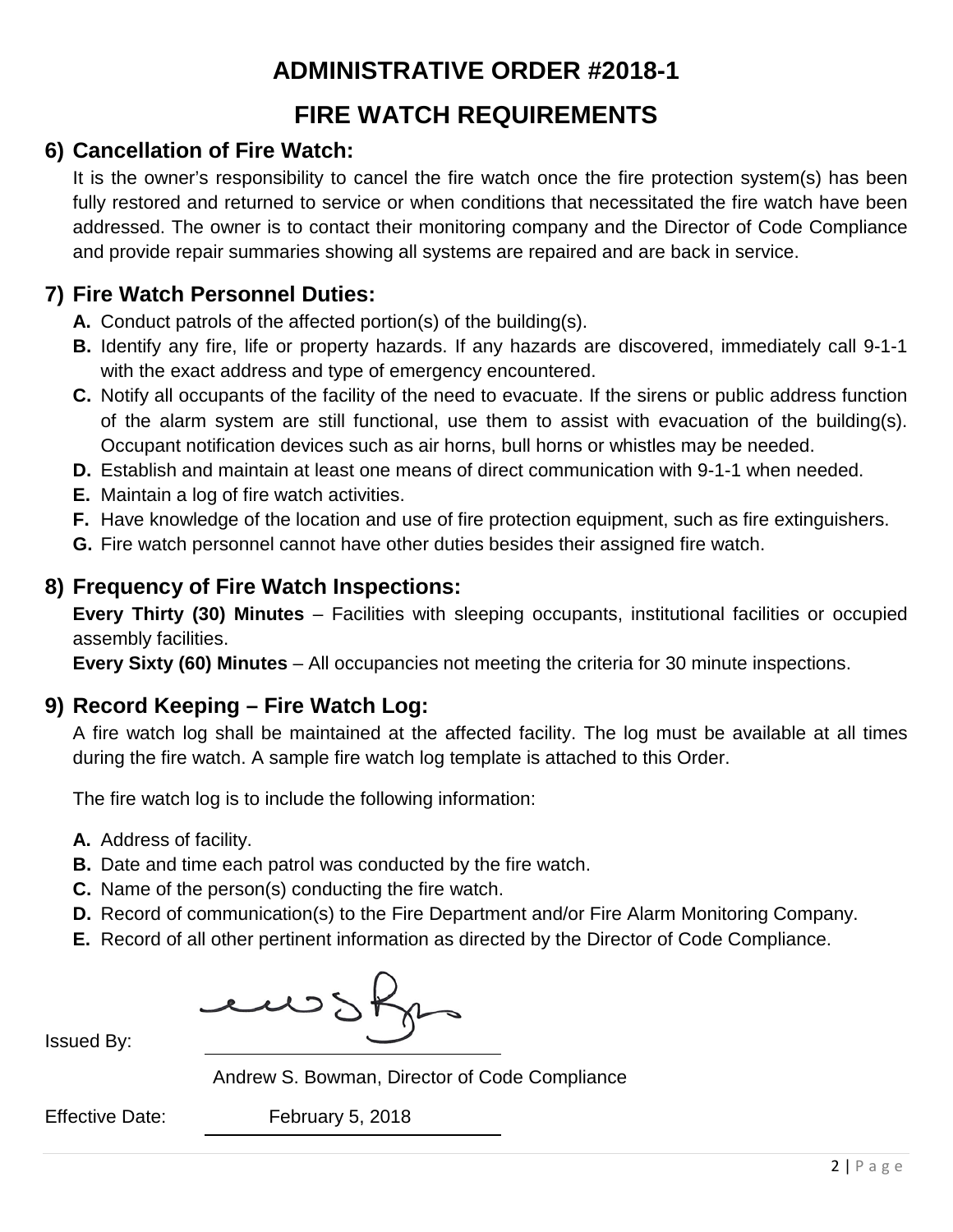# ADMINISTRATIVE ORDER #2018-1

# FIRE WATCH REQUIREMENTS

## 6) Cancellation of Fire Watch:

It is the owner's responsibility to cancel the fire watch once the fire protection system(s) has been fully restored and returned to service or when conditions that necessitated the fire watch have been addressed. The owner is to contact their monitoring company and the Director of Code Compliance and provide repair summaries showing all systems are repaired and are back in service.

## 7) Fire Watch Personnel Duties:

- **A.** Conduct patrols of the affected portion(s) of the building(s).
- **B.** Identify any fire, life or property hazards. If any hazards are discovered, immediately call 9-1-1 with the exact address and type of emergency encountered.
- **C.** Notify all occupants of the facility of the need to evacuate. If the sirens or public address function of the alarm system are still functional, use them to assist with evacuation of the building(s). Occupant notification devices such as air horns, bull horns or whistles may be needed.
- **D.** Establish and maintain at least one means of direct communication with 9-1-1 when needed.
- **E.** Maintain a log of fire watch activities.
- **F.** Have knowledge of the location and use of fire protection equipment, such as fire extinguishers.
- **G.** Fire watch personnel cannot have other duties besides their assigned fire watch.

## 8) Frequency of Fire Watch Inspections:

**Every Thirty (30) Minutes** – Facilities with sleeping occupants, institutional facilities or occupied assembly facilities.

**Every Sixty (60) Minutes** – All occupancies not meeting the criteria for 30 minute inspections.

## 9) Record Keeping – Fire Watch Log:

A fire watch log shall be maintained at the affected facility. The log must be available at all times during the fire watch. A sample fire watch log template is attached to this Order.

The fire watch log is to include the following information:

- **A.** Address of facility.
- **B.** Date and time each patrol was conducted by the fire watch.
- **C.** Name of the person(s) conducting the fire watch.
- **D.** Record of communication(s) to the Fire Department and/or Fire Alarm Monitoring Company.
- **E.** Record of all other pertinent information as directed by the Director of Code Compliance.

Issued By: ______________________

Andrew S. Bowman, Director of Code Compliance

Effective Date: February 5, 2018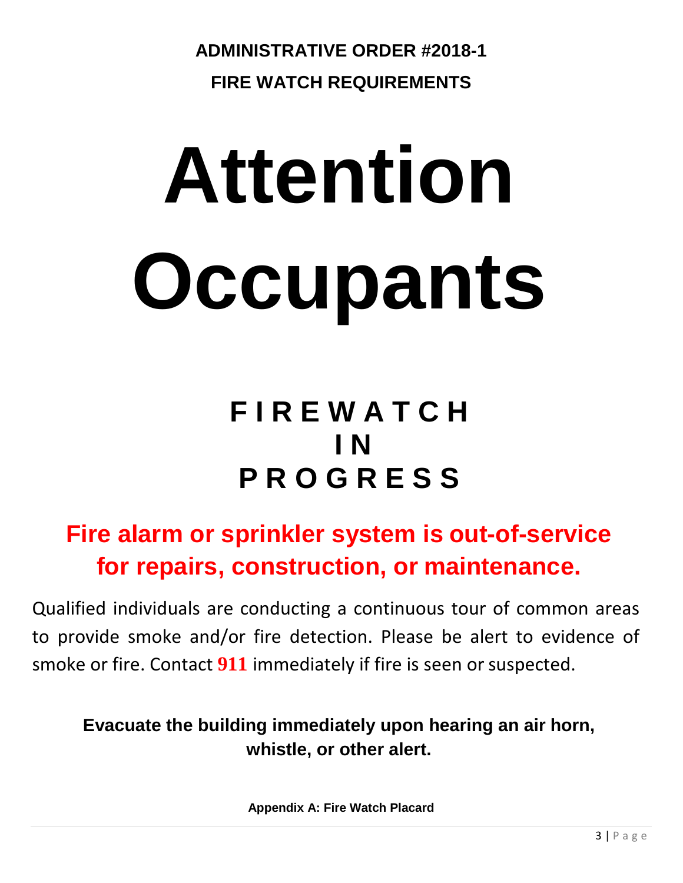**ADMINISTRATIVE ORDER #2018-1**

**FIRE WATCH REQUIREMENTS**

# Attention Occupants

## F I R E W A T C H I N P R O G R E S S

**Fire alarm or sprinkler system is out-of-service for repairs, construction, or maintenance.**

Qualified individuals are conducting a continuous tour of common areas to provide smoke and/or fire detection. Please be alert to evidence of smoke or fire. Contact **911** immediately if fire is seen or suspected.

**Evacuate the building immediately upon hearing an air horn, whistle, or other alert.**

**Appendix A: Fire Watch Placard**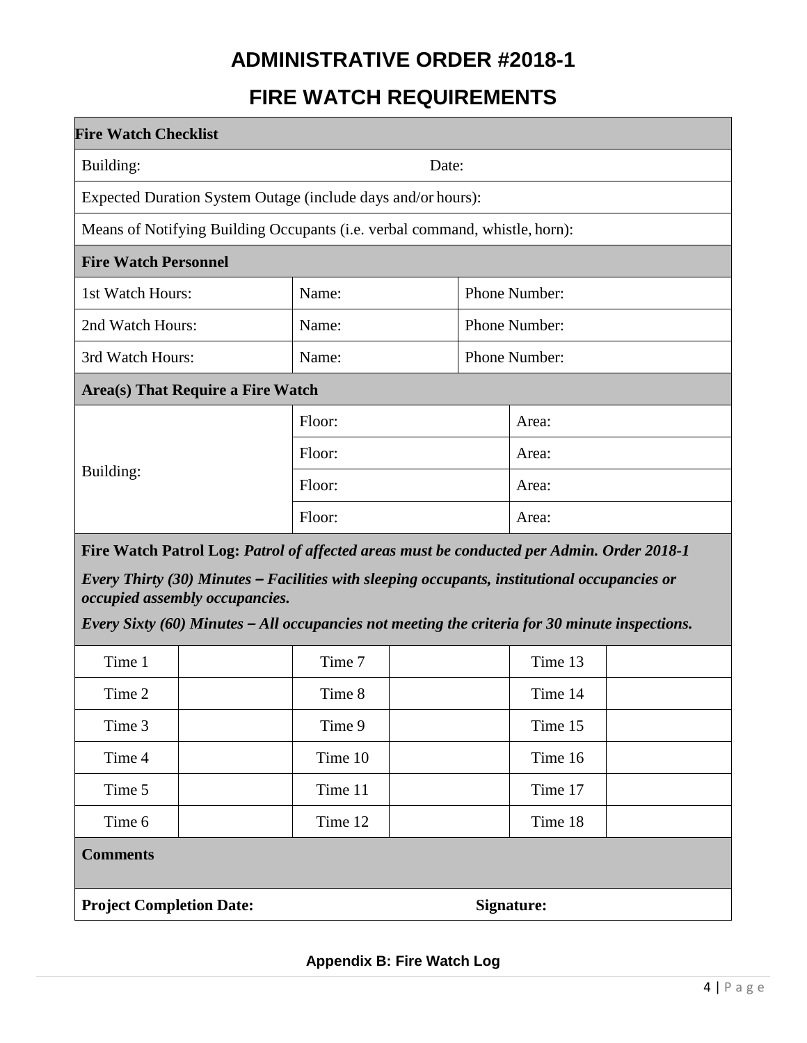# ADMINISTRATIVE ORDER #2018-1

## FIRE WATCH REQUIREMENTS

| **Fire Watch Checklist** | | | | | |
|---|---|---|---|---|---|
| Building: | | Date: | | | |
| Expected Duration System Outage (include days and/or hours): | | | | | |
| Means of Notifying Building Occupants (i.e. verbal command, whistle, horn): | | | | | |
| **Fire Watch Personnel** | | | | | |
| 1st Watch Hours: | | Name: | | Phone Number: | |
| 2nd Watch Hours: | | Name: | | Phone Number: | |
| 3rd Watch Hours: | | Name: | | Phone Number: | |
| **Area(s) That Require a Fire Watch** | | | | | |
| Building: | | Floor: | | Area: | |
| | | Floor: | | Area: | |
| | | Floor: | | Area: | |
| | | Floor: | | Area: | |

**Fire Watch Patrol Log:** ***Patrol of affected areas must be conducted per Admin. Order 2018-1***

***Every Thirty (30) Minutes – Facilities with sleeping occupants, institutional occupancies or occupied assembly occupancies.***

***Every Sixty (60) Minutes – All occupancies not meeting the criteria for 30 minute inspections.***

| | | | | | |
|---|---|---|---|---|---|
| Time 1 | | Time 7 | | Time 13 | |
| Time 2 | | Time 8 | | Time 14 | |
| Time 3 | | Time 9 | | Time 15 | |
| Time 4 | | Time 10 | | Time 16 | |
| Time 5 | | Time 11 | | Time 17 | |
| Time 6 | | Time 12 | | Time 18 | |

**Comments**

**Project Completion Date:** **Signature:**

**Appendix B: Fire Watch Log**